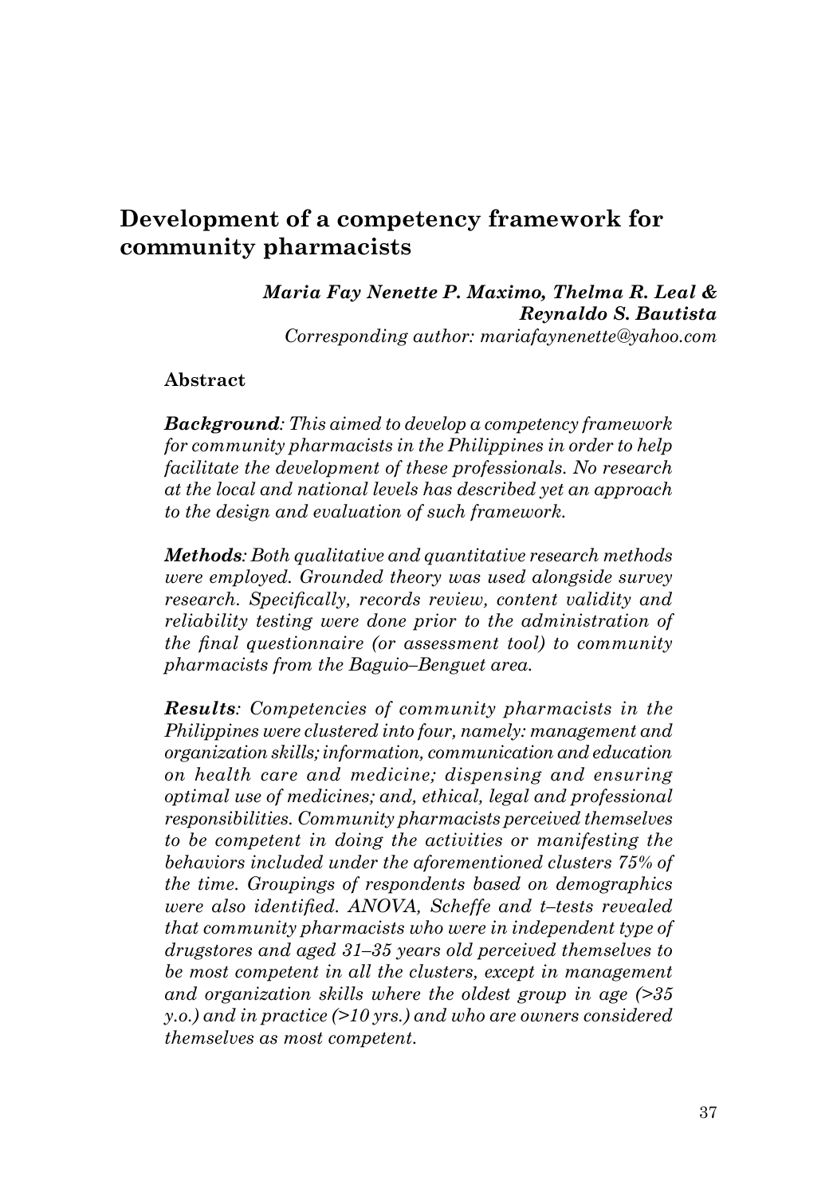# Development of a competency framework for community pharmacists

***Maria Fay Nenette P. Maximo, Thelma R. Leal & Reynaldo S. Bautista***

*Corresponding author: mariafaynenette@yahoo.com*

## Abstract

***Background***: *This aimed to develop a competency framework for community pharmacists in the Philippines in order to help facilitate the development of these professionals. No research at the local and national levels has described yet an approach to the design and evaluation of such framework.*

***Methods***: *Both qualitative and quantitative research methods were employed. Grounded theory was used alongside survey research. Specifically, records review, content validity and reliability testing were done prior to the administration of the final questionnaire (or assessment tool) to community pharmacists from the Baguio–Benguet area.*

***Results***: *Competencies of community pharmacists in the Philippines were clustered into four, namely: management and organization skills; information, communication and education on health care and medicine; dispensing and ensuring optimal use of medicines; and, ethical, legal and professional responsibilities. Community pharmacists perceived themselves to be competent in doing the activities or manifesting the behaviors included under the aforementioned clusters 75% of the time. Groupings of respondents based on demographics were also identified. ANOVA, Scheffe and t–tests revealed that community pharmacists who were in independent type of drugstores and aged 31–35 years old perceived themselves to be most competent in all the clusters, except in management and organization skills where the oldest group in age (>35 y.o.) and in practice (>10 yrs.) and who are owners considered themselves as most competent.*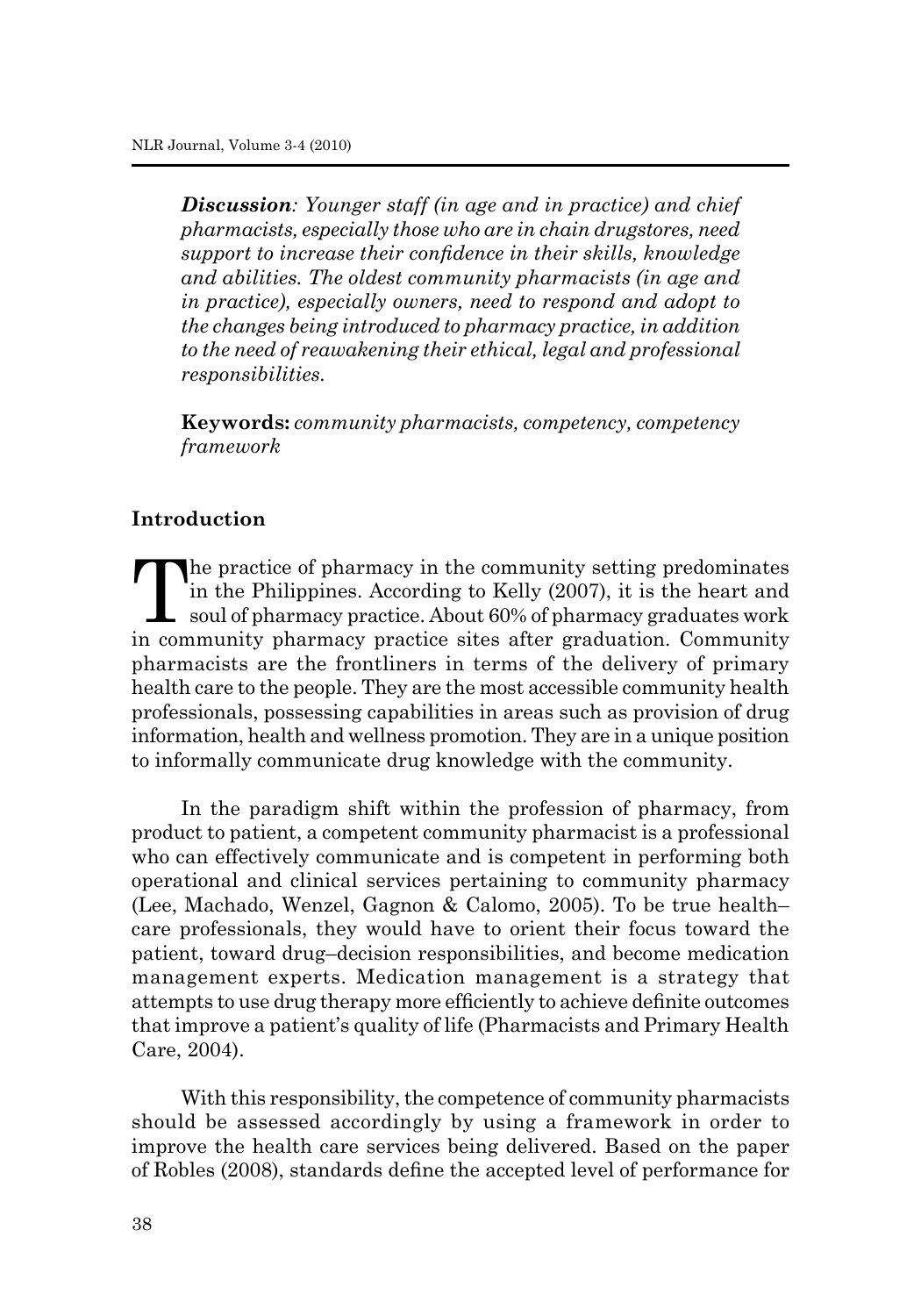*Discussion: Younger staff (in age and in practice) and chief pharmacists, especially those who are in chain drugstores, need support to increase their confidence in their skills, knowledge and abilities. The oldest community pharmacists (in age and in practice), especially owners, need to respond and adopt to the changes being introduced to pharmacy practice, in addition to the need of reawakening their ethical, legal and professional responsibilities.*

**Keywords:** *community pharmacists, competency, competency framework*

## Introduction

The practice of pharmacy in the community setting predominates in the Philippines. According to Kelly (2007), it is the heart and soul of pharmacy practice. About 60% of pharmacy graduates work in community pharmacy practice sites after graduation. Community pharmacists are the frontliners in terms of the delivery of primary health care to the people. They are the most accessible community health professionals, possessing capabilities in areas such as provision of drug information, health and wellness promotion. They are in a unique position to informally communicate drug knowledge with the community.

In the paradigm shift within the profession of pharmacy, from product to patient, a competent community pharmacist is a professional who can effectively communicate and is competent in performing both operational and clinical services pertaining to community pharmacy (Lee, Machado, Wenzel, Gagnon & Calomo, 2005). To be true health–care professionals, they would have to orient their focus toward the patient, toward drug–decision responsibilities, and become medication management experts. Medication management is a strategy that attempts to use drug therapy more efficiently to achieve definite outcomes that improve a patient's quality of life (Pharmacists and Primary Health Care, 2004).

With this responsibility, the competence of community pharmacists should be assessed accordingly by using a framework in order to improve the health care services being delivered. Based on the paper of Robles (2008), standards define the accepted level of performance for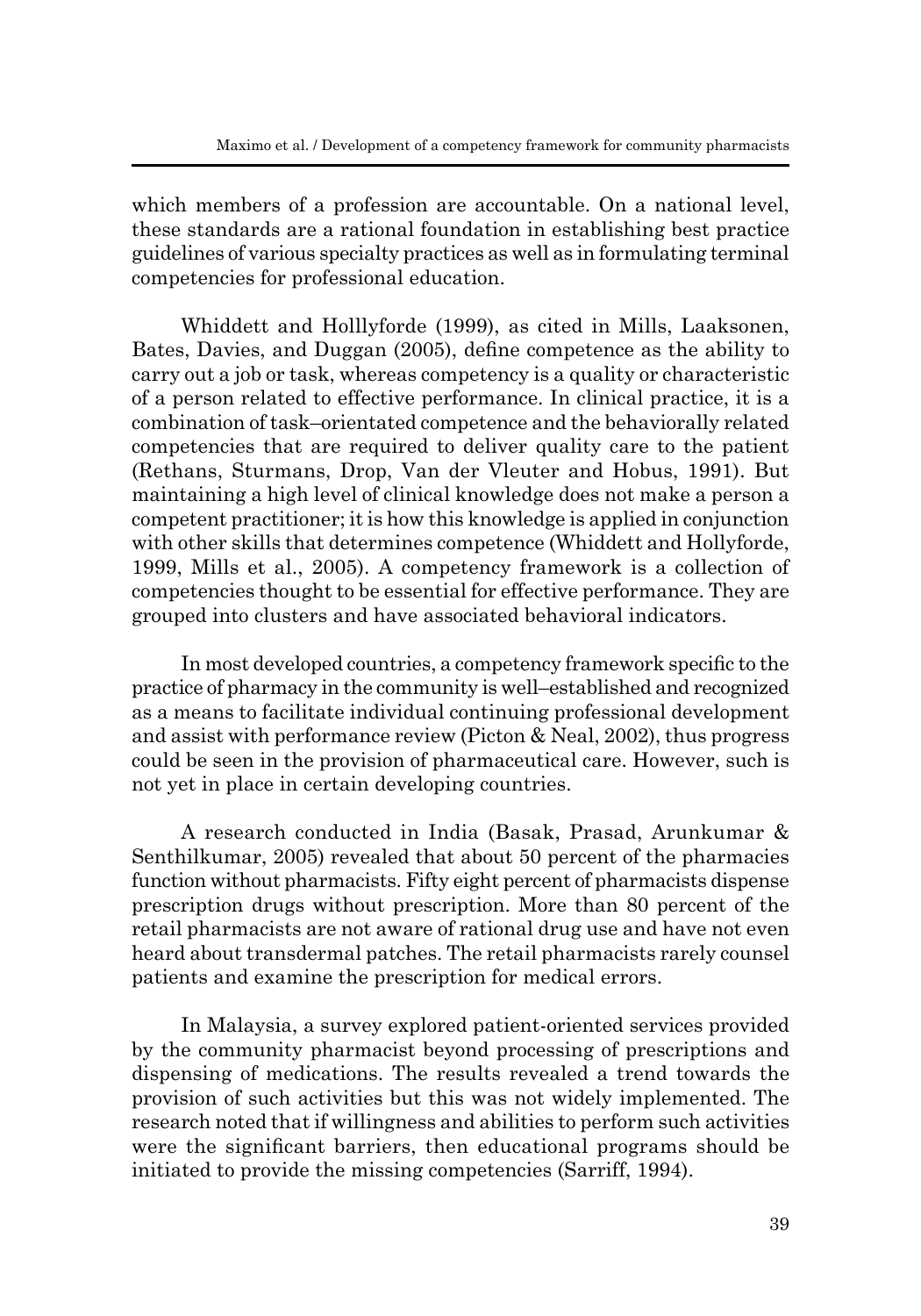which members of a profession are accountable. On a national level, these standards are a rational foundation in establishing best practice guidelines of various specialty practices as well as in formulating terminal competencies for professional education.

Whiddett and Holllyforde (1999), as cited in Mills, Laaksonen, Bates, Davies, and Duggan (2005), define competence as the ability to carry out a job or task, whereas competency is a quality or characteristic of a person related to effective performance. In clinical practice, it is a combination of task–orientated competence and the behaviorally related competencies that are required to deliver quality care to the patient (Rethans, Sturmans, Drop, Van der Vleuter and Hobus, 1991). But maintaining a high level of clinical knowledge does not make a person a competent practitioner; it is how this knowledge is applied in conjunction with other skills that determines competence (Whiddett and Hollyforde, 1999, Mills et al., 2005). A competency framework is a collection of competencies thought to be essential for effective performance. They are grouped into clusters and have associated behavioral indicators.

In most developed countries, a competency framework specific to the practice of pharmacy in the community is well–established and recognized as a means to facilitate individual continuing professional development and assist with performance review (Picton & Neal, 2002), thus progress could be seen in the provision of pharmaceutical care. However, such is not yet in place in certain developing countries.

A research conducted in India (Basak, Prasad, Arunkumar & Senthilkumar, 2005) revealed that about 50 percent of the pharmacies function without pharmacists. Fifty eight percent of pharmacists dispense prescription drugs without prescription. More than 80 percent of the retail pharmacists are not aware of rational drug use and have not even heard about transdermal patches. The retail pharmacists rarely counsel patients and examine the prescription for medical errors.

In Malaysia, a survey explored patient-oriented services provided by the community pharmacist beyond processing of prescriptions and dispensing of medications. The results revealed a trend towards the provision of such activities but this was not widely implemented. The research noted that if willingness and abilities to perform such activities were the significant barriers, then educational programs should be initiated to provide the missing competencies (Sarriff, 1994).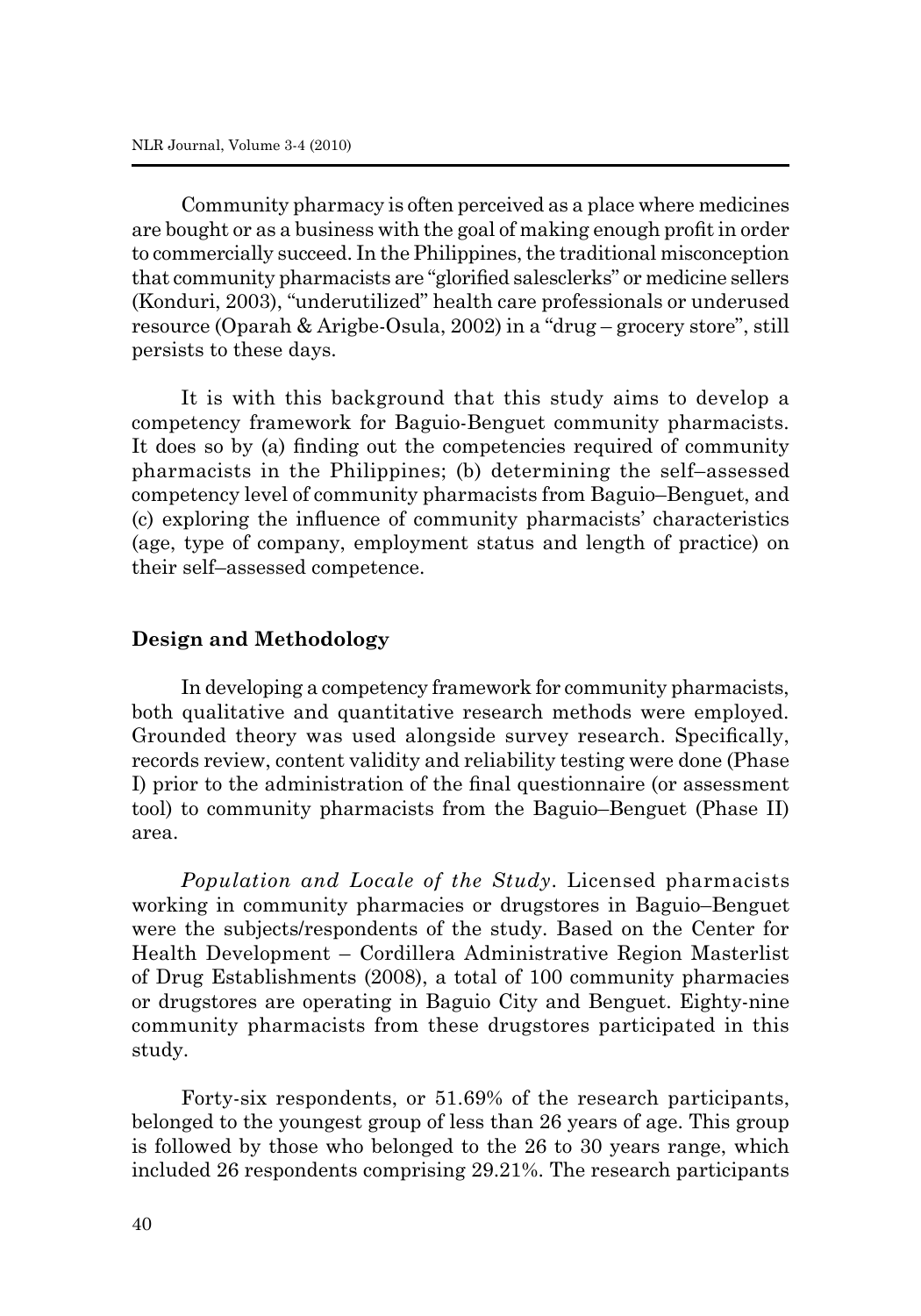Community pharmacy is often perceived as a place where medicines are bought or as a business with the goal of making enough profit in order to commercially succeed. In the Philippines, the traditional misconception that community pharmacists are "glorified salesclerks" or medicine sellers (Konduri, 2003), "underutilized" health care professionals or underused resource (Oparah & Arigbe-Osula, 2002) in a "drug – grocery store", still persists to these days.

It is with this background that this study aims to develop a competency framework for Baguio-Benguet community pharmacists. It does so by (a) finding out the competencies required of community pharmacists in the Philippines; (b) determining the self–assessed competency level of community pharmacists from Baguio–Benguet, and (c) exploring the influence of community pharmacists' characteristics (age, type of company, employment status and length of practice) on their self–assessed competence.

## Design and Methodology

In developing a competency framework for community pharmacists, both qualitative and quantitative research methods were employed. Grounded theory was used alongside survey research. Specifically, records review, content validity and reliability testing were done (Phase I) prior to the administration of the final questionnaire (or assessment tool) to community pharmacists from the Baguio–Benguet (Phase II) area.

*Population and Locale of the Study*. Licensed pharmacists working in community pharmacies or drugstores in Baguio–Benguet were the subjects/respondents of the study. Based on the Center for Health Development – Cordillera Administrative Region Masterlist of Drug Establishments (2008), a total of 100 community pharmacies or drugstores are operating in Baguio City and Benguet. Eighty-nine community pharmacists from these drugstores participated in this study.

Forty-six respondents, or 51.69% of the research participants, belonged to the youngest group of less than 26 years of age. This group is followed by those who belonged to the 26 to 30 years range, which included 26 respondents comprising 29.21%. The research participants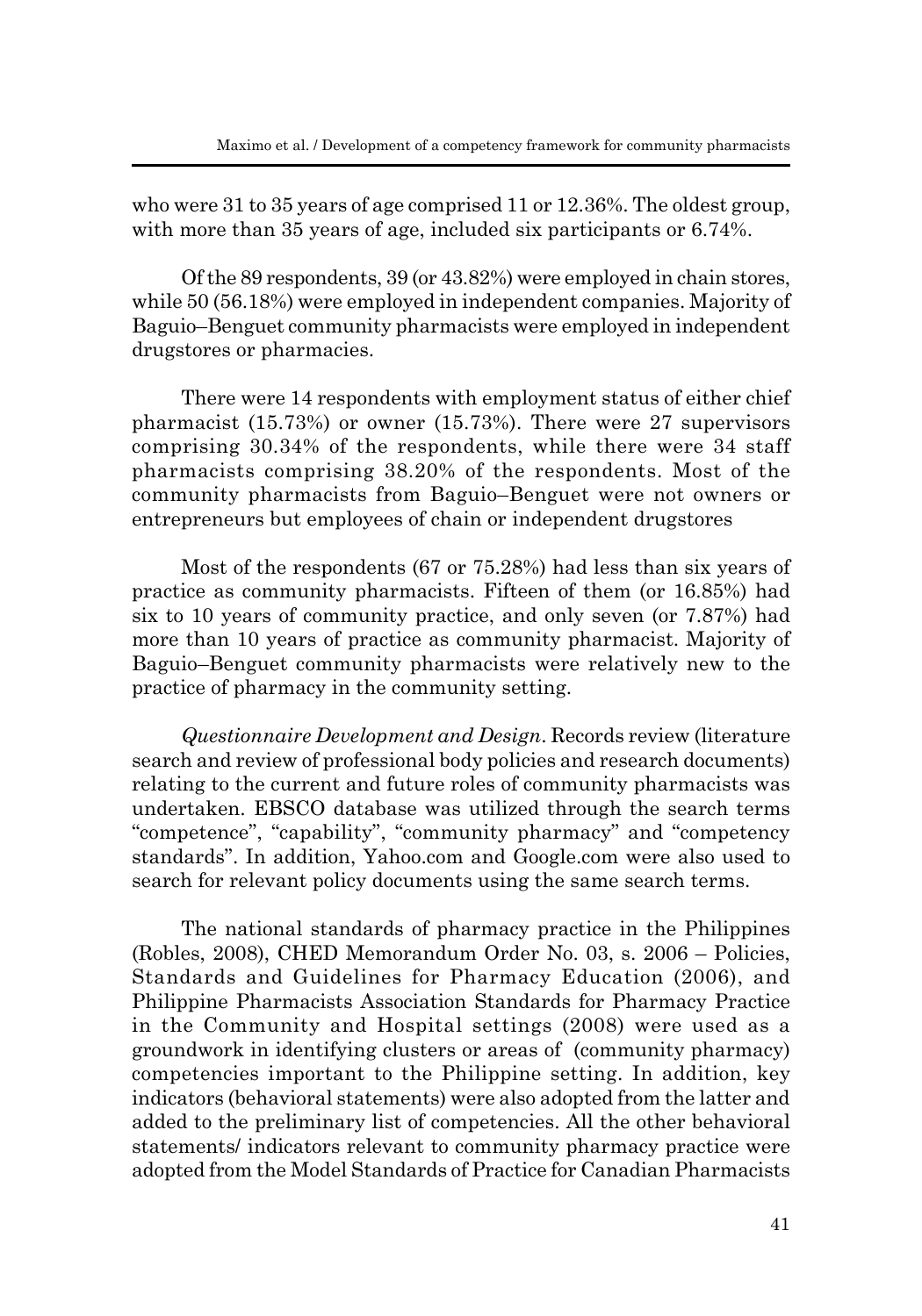who were 31 to 35 years of age comprised 11 or 12.36%. The oldest group, with more than 35 years of age, included six participants or 6.74%.

Of the 89 respondents, 39 (or 43.82%) were employed in chain stores, while 50 (56.18%) were employed in independent companies. Majority of Baguio–Benguet community pharmacists were employed in independent drugstores or pharmacies.

There were 14 respondents with employment status of either chief pharmacist (15.73%) or owner (15.73%). There were 27 supervisors comprising 30.34% of the respondents, while there were 34 staff pharmacists comprising 38.20% of the respondents. Most of the community pharmacists from Baguio–Benguet were not owners or entrepreneurs but employees of chain or independent drugstores

Most of the respondents (67 or 75.28%) had less than six years of practice as community pharmacists. Fifteen of them (or 16.85%) had six to 10 years of community practice, and only seven (or 7.87%) had more than 10 years of practice as community pharmacist. Majority of Baguio–Benguet community pharmacists were relatively new to the practice of pharmacy in the community setting.

*Questionnaire Development and Design*. Records review (literature search and review of professional body policies and research documents) relating to the current and future roles of community pharmacists was undertaken. EBSCO database was utilized through the search terms "competence", "capability", "community pharmacy" and "competency standards". In addition, Yahoo.com and Google.com were also used to search for relevant policy documents using the same search terms.

The national standards of pharmacy practice in the Philippines (Robles, 2008), CHED Memorandum Order No. 03, s. 2006 – Policies, Standards and Guidelines for Pharmacy Education (2006), and Philippine Pharmacists Association Standards for Pharmacy Practice in the Community and Hospital settings (2008) were used as a groundwork in identifying clusters or areas of (community pharmacy) competencies important to the Philippine setting. In addition, key indicators (behavioral statements) were also adopted from the latter and added to the preliminary list of competencies. All the other behavioral statements/ indicators relevant to community pharmacy practice were adopted from the Model Standards of Practice for Canadian Pharmacists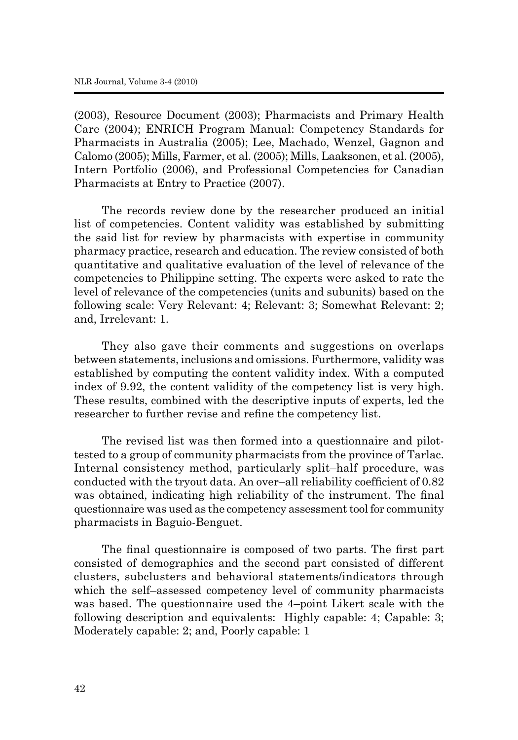(2003), Resource Document (2003); Pharmacists and Primary Health Care (2004); ENRICH Program Manual: Competency Standards for Pharmacists in Australia (2005); Lee, Machado, Wenzel, Gagnon and Calomo (2005); Mills, Farmer, et al. (2005); Mills, Laaksonen, et al. (2005), Intern Portfolio (2006), and Professional Competencies for Canadian Pharmacists at Entry to Practice (2007).

The records review done by the researcher produced an initial list of competencies. Content validity was established by submitting the said list for review by pharmacists with expertise in community pharmacy practice, research and education. The review consisted of both quantitative and qualitative evaluation of the level of relevance of the competencies to Philippine setting. The experts were asked to rate the level of relevance of the competencies (units and subunits) based on the following scale: Very Relevant: 4; Relevant: 3; Somewhat Relevant: 2; and, Irrelevant: 1.

They also gave their comments and suggestions on overlaps between statements, inclusions and omissions. Furthermore, validity was established by computing the content validity index. With a computed index of 9.92, the content validity of the competency list is very high. These results, combined with the descriptive inputs of experts, led the researcher to further revise and refine the competency list.

The revised list was then formed into a questionnaire and pilot-tested to a group of community pharmacists from the province of Tarlac. Internal consistency method, particularly split–half procedure, was conducted with the tryout data. An over–all reliability coefficient of 0.82 was obtained, indicating high reliability of the instrument. The final questionnaire was used as the competency assessment tool for community pharmacists in Baguio-Benguet.

The final questionnaire is composed of two parts. The first part consisted of demographics and the second part consisted of different clusters, subclusters and behavioral statements/indicators through which the self–assessed competency level of community pharmacists was based. The questionnaire used the 4–point Likert scale with the following description and equivalents: Highly capable: 4; Capable: 3; Moderately capable: 2; and, Poorly capable: 1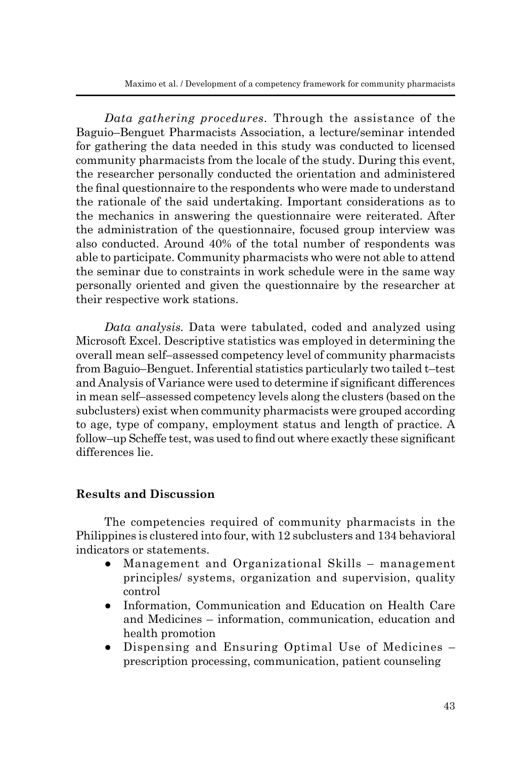*Data gathering procedures*. Through the assistance of the Baguio–Benguet Pharmacists Association, a lecture/seminar intended for gathering the data needed in this study was conducted to licensed community pharmacists from the locale of the study. During this event, the researcher personally conducted the orientation and administered the final questionnaire to the respondents who were made to understand the rationale of the said undertaking. Important considerations as to the mechanics in answering the questionnaire were reiterated. After the administration of the questionnaire, focused group interview was also conducted. Around 40% of the total number of respondents was able to participate. Community pharmacists who were not able to attend the seminar due to constraints in work schedule were in the same way personally oriented and given the questionnaire by the researcher at their respective work stations.

*Data analysis.* Data were tabulated, coded and analyzed using Microsoft Excel. Descriptive statistics was employed in determining the overall mean self–assessed competency level of community pharmacists from Baguio–Benguet. Inferential statistics particularly two tailed t–test and Analysis of Variance were used to determine if significant differences in mean self–assessed competency levels along the clusters (based on the subclusters) exist when community pharmacists were grouped according to age, type of company, employment status and length of practice. A follow–up Scheffe test, was used to find out where exactly these significant differences lie.

## Results and Discussion

The competencies required of community pharmacists in the Philippines is clustered into four, with 12 subclusters and 134 behavioral indicators or statements.

- Management and Organizational Skills – management principles/ systems, organization and supervision, quality control
- Information, Communication and Education on Health Care and Medicines – information, communication, education and health promotion
- Dispensing and Ensuring Optimal Use of Medicines – prescription processing, communication, patient counseling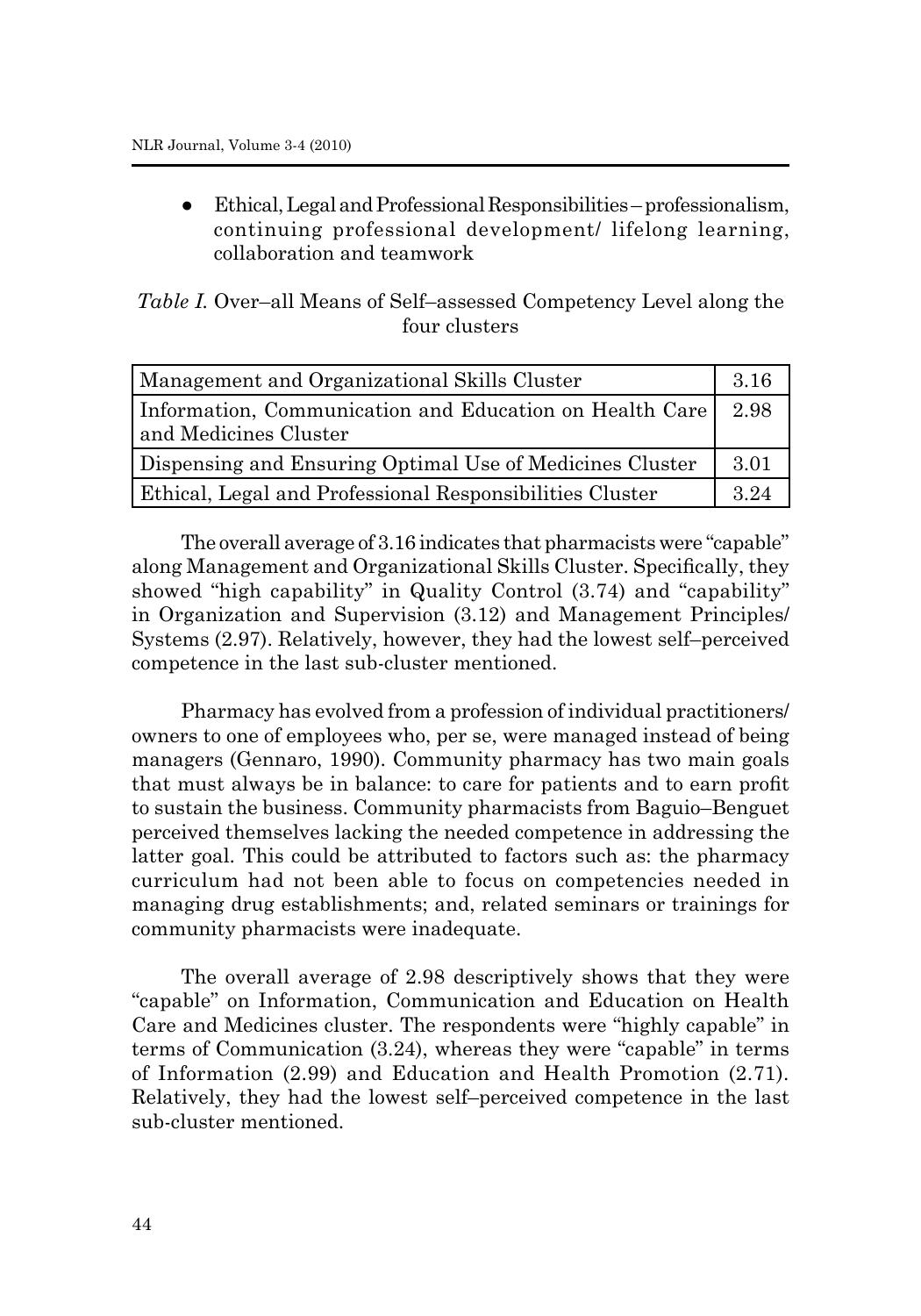- Ethical, Legal and Professional Responsibilities – professionalism, continuing professional development/ lifelong learning, collaboration and teamwork

*Table I.* Over–all Means of Self–assessed Competency Level along the four clusters

| | |
|---|---|
| Management and Organizational Skills Cluster | 3.16 |
| Information, Communication and Education on Health Care and Medicines Cluster | 2.98 |
| Dispensing and Ensuring Optimal Use of Medicines Cluster | 3.01 |
| Ethical, Legal and Professional Responsibilities Cluster | 3.24 |

The overall average of 3.16 indicates that pharmacists were "capable" along Management and Organizational Skills Cluster. Specifically, they showed "high capability" in Quality Control (3.74) and "capability" in Organization and Supervision (3.12) and Management Principles/ Systems (2.97). Relatively, however, they had the lowest self–perceived competence in the last sub-cluster mentioned.

Pharmacy has evolved from a profession of individual practitioners/ owners to one of employees who, per se, were managed instead of being managers (Gennaro, 1990). Community pharmacy has two main goals that must always be in balance: to care for patients and to earn profit to sustain the business. Community pharmacists from Baguio–Benguet perceived themselves lacking the needed competence in addressing the latter goal. This could be attributed to factors such as: the pharmacy curriculum had not been able to focus on competencies needed in managing drug establishments; and, related seminars or trainings for community pharmacists were inadequate.

The overall average of 2.98 descriptively shows that they were "capable" on Information, Communication and Education on Health Care and Medicines cluster. The respondents were "highly capable" in terms of Communication (3.24), whereas they were "capable" in terms of Information (2.99) and Education and Health Promotion (2.71). Relatively, they had the lowest self–perceived competence in the last sub-cluster mentioned.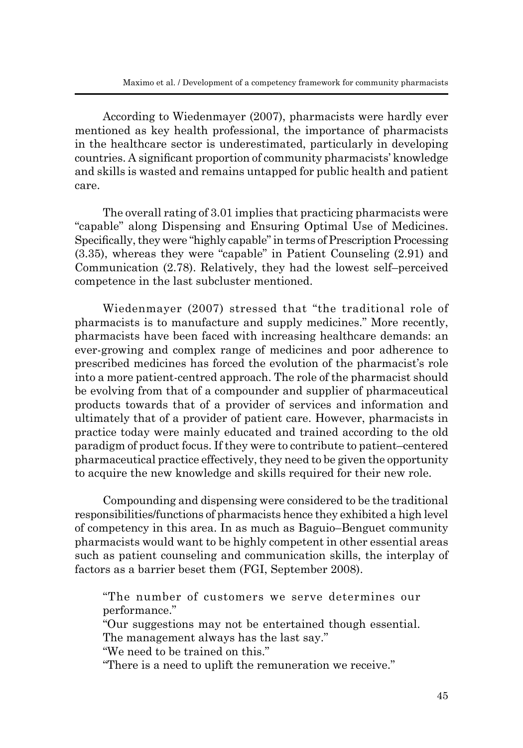According to Wiedenmayer (2007), pharmacists were hardly ever mentioned as key health professional, the importance of pharmacists in the healthcare sector is underestimated, particularly in developing countries. A significant proportion of community pharmacists' knowledge and skills is wasted and remains untapped for public health and patient care.

The overall rating of 3.01 implies that practicing pharmacists were "capable" along Dispensing and Ensuring Optimal Use of Medicines. Specifically, they were "highly capable" in terms of Prescription Processing (3.35), whereas they were "capable" in Patient Counseling (2.91) and Communication (2.78). Relatively, they had the lowest self–perceived competence in the last subcluster mentioned.

Wiedenmayer (2007) stressed that "the traditional role of pharmacists is to manufacture and supply medicines." More recently, pharmacists have been faced with increasing healthcare demands: an ever-growing and complex range of medicines and poor adherence to prescribed medicines has forced the evolution of the pharmacist's role into a more patient-centred approach. The role of the pharmacist should be evolving from that of a compounder and supplier of pharmaceutical products towards that of a provider of services and information and ultimately that of a provider of patient care. However, pharmacists in practice today were mainly educated and trained according to the old paradigm of product focus. If they were to contribute to patient–centered pharmaceutical practice effectively, they need to be given the opportunity to acquire the new knowledge and skills required for their new role.

Compounding and dispensing were considered to be the traditional responsibilities/functions of pharmacists hence they exhibited a high level of competency in this area. In as much as Baguio–Benguet community pharmacists would want to be highly competent in other essential areas such as patient counseling and communication skills, the interplay of factors as a barrier beset them (FGI, September 2008).

> "The number of customers we serve determines our performance."
> "Our suggestions may not be entertained though essential. The management always has the last say."
> "We need to be trained on this."
> "There is a need to uplift the remuneration we receive."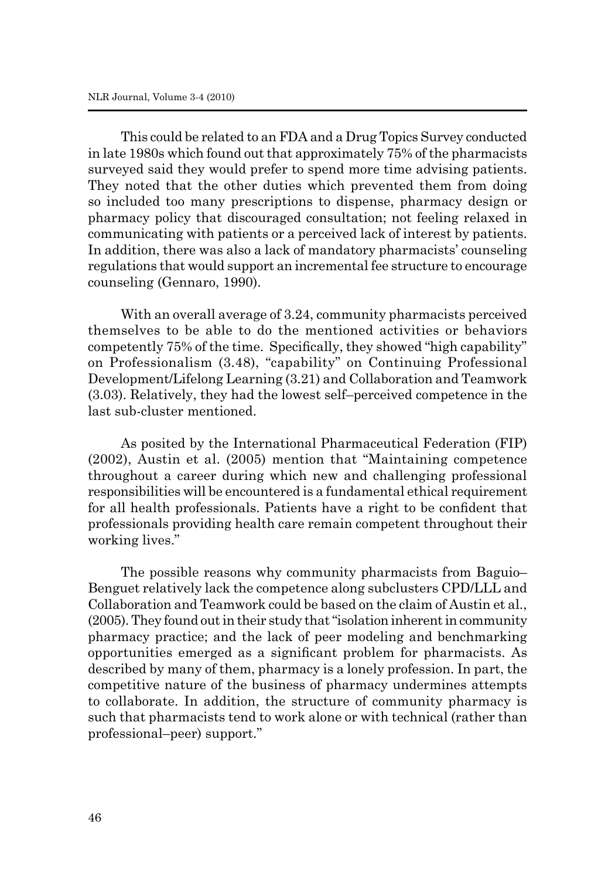This could be related to an FDA and a Drug Topics Survey conducted in late 1980s which found out that approximately 75% of the pharmacists surveyed said they would prefer to spend more time advising patients. They noted that the other duties which prevented them from doing so included too many prescriptions to dispense, pharmacy design or pharmacy policy that discouraged consultation; not feeling relaxed in communicating with patients or a perceived lack of interest by patients. In addition, there was also a lack of mandatory pharmacists' counseling regulations that would support an incremental fee structure to encourage counseling (Gennaro, 1990).

With an overall average of 3.24, community pharmacists perceived themselves to be able to do the mentioned activities or behaviors competently 75% of the time. Specifically, they showed "high capability" on Professionalism (3.48), "capability" on Continuing Professional Development/Lifelong Learning (3.21) and Collaboration and Teamwork (3.03). Relatively, they had the lowest self–perceived competence in the last sub-cluster mentioned.

As posited by the International Pharmaceutical Federation (FIP) (2002), Austin et al. (2005) mention that "Maintaining competence throughout a career during which new and challenging professional responsibilities will be encountered is a fundamental ethical requirement for all health professionals. Patients have a right to be confident that professionals providing health care remain competent throughout their working lives."

The possible reasons why community pharmacists from Baguio–Benguet relatively lack the competence along subclusters CPD/LLL and Collaboration and Teamwork could be based on the claim of Austin et al., (2005). They found out in their study that "isolation inherent in community pharmacy practice; and the lack of peer modeling and benchmarking opportunities emerged as a significant problem for pharmacists. As described by many of them, pharmacy is a lonely profession. In part, the competitive nature of the business of pharmacy undermines attempts to collaborate. In addition, the structure of community pharmacy is such that pharmacists tend to work alone or with technical (rather than professional–peer) support."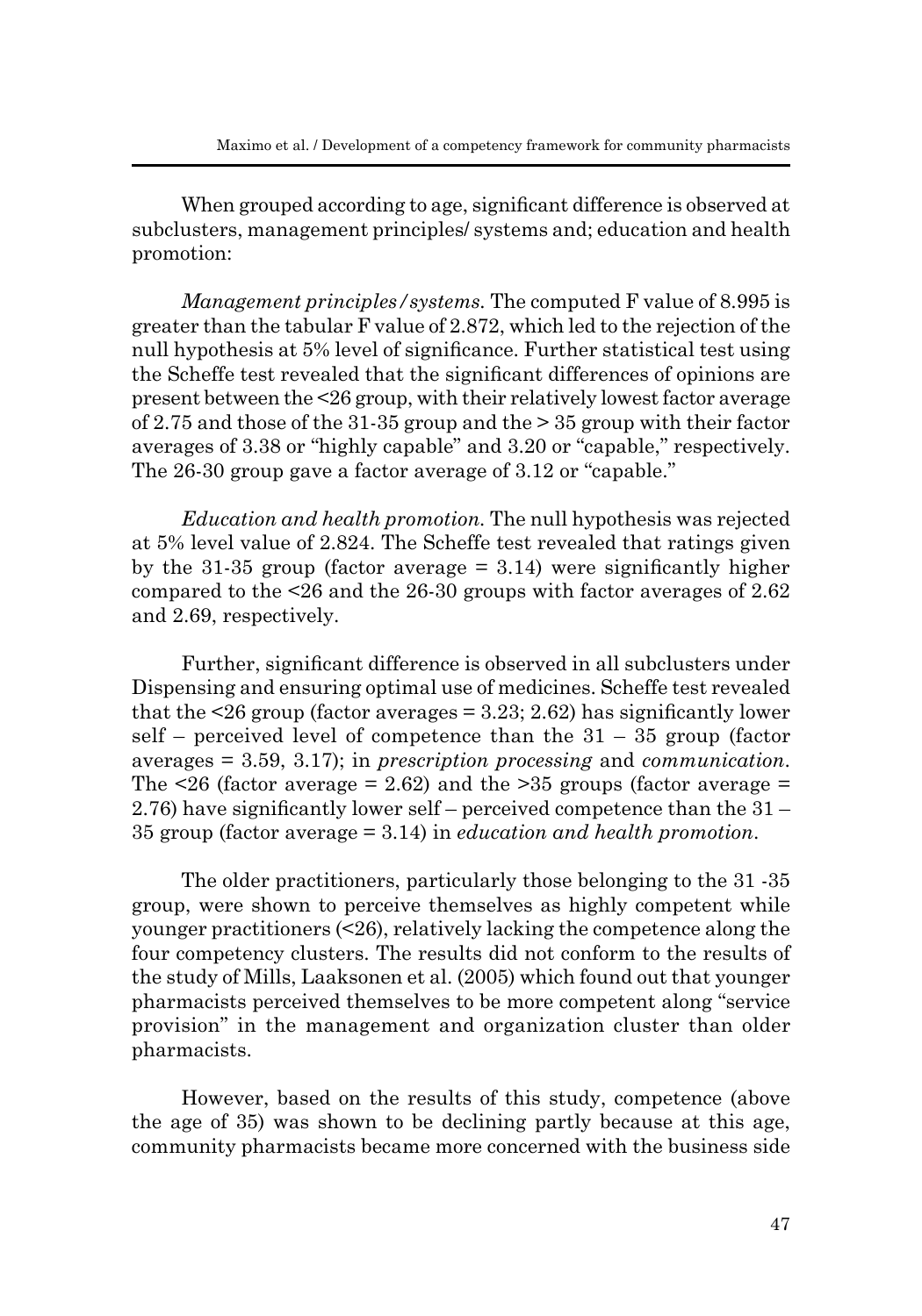When grouped according to age, significant difference is observed at subclusters, management principles/ systems and; education and health promotion:

*Management principles/systems.* The computed F value of 8.995 is greater than the tabular F value of 2.872, which led to the rejection of the null hypothesis at 5% level of significance. Further statistical test using the Scheffe test revealed that the significant differences of opinions are present between the <26 group, with their relatively lowest factor average of 2.75 and those of the 31-35 group and the > 35 group with their factor averages of 3.38 or "highly capable" and 3.20 or "capable," respectively. The 26-30 group gave a factor average of 3.12 or "capable."

*Education and health promotion.* The null hypothesis was rejected at 5% level value of 2.824. The Scheffe test revealed that ratings given by the 31-35 group (factor average = 3.14) were significantly higher compared to the <26 and the 26-30 groups with factor averages of 2.62 and 2.69, respectively.

Further, significant difference is observed in all subclusters under Dispensing and ensuring optimal use of medicines. Scheffe test revealed that the <26 group (factor averages = 3.23; 2.62) has significantly lower self – perceived level of competence than the 31 – 35 group (factor averages = 3.59, 3.17); in *prescription processing* and *communication*. The <26 (factor average = 2.62) and the >35 groups (factor average = 2.76) have significantly lower self – perceived competence than the 31 – 35 group (factor average = 3.14) in *education and health promotion*.

The older practitioners, particularly those belonging to the 31 -35 group, were shown to perceive themselves as highly competent while younger practitioners (<26), relatively lacking the competence along the four competency clusters. The results did not conform to the results of the study of Mills, Laaksonen et al. (2005) which found out that younger pharmacists perceived themselves to be more competent along "service provision" in the management and organization cluster than older pharmacists.

However, based on the results of this study, competence (above the age of 35) was shown to be declining partly because at this age, community pharmacists became more concerned with the business side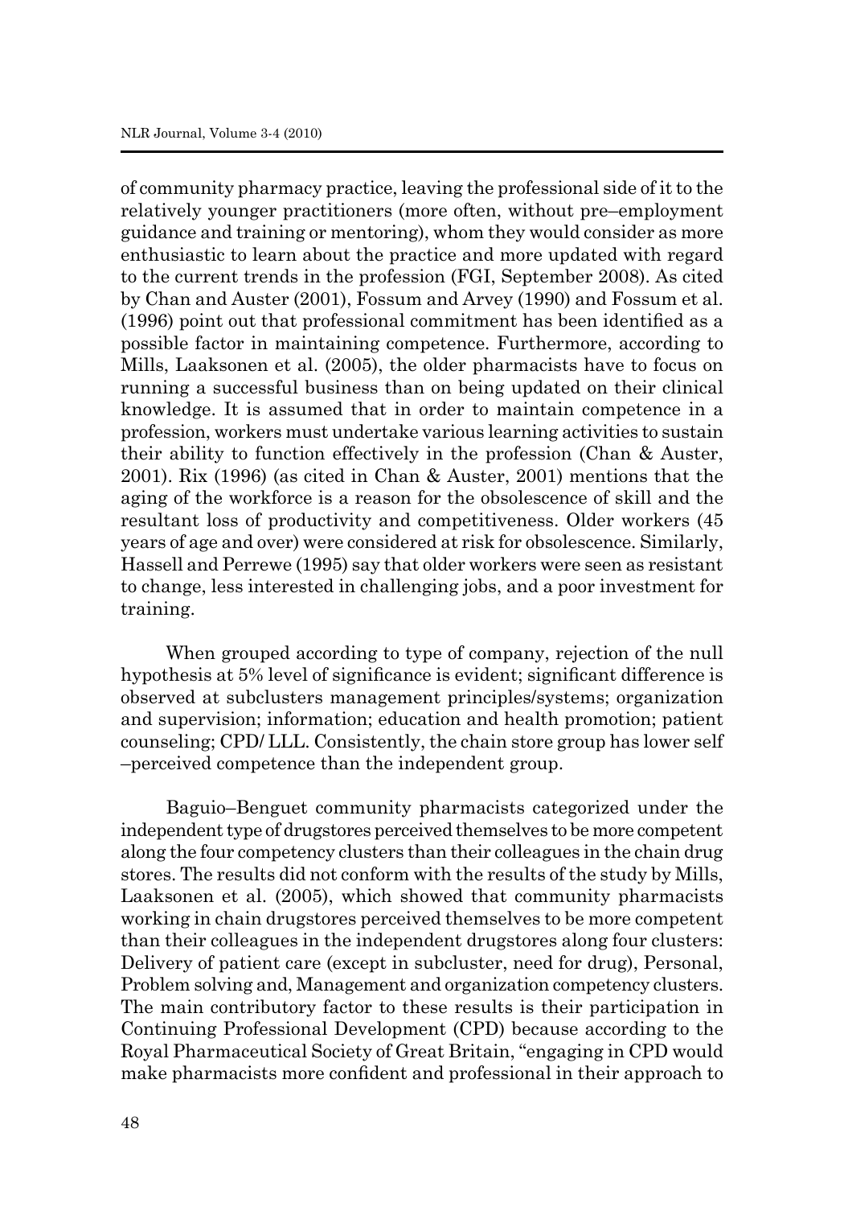of community pharmacy practice, leaving the professional side of it to the relatively younger practitioners (more often, without pre–employment guidance and training or mentoring), whom they would consider as more enthusiastic to learn about the practice and more updated with regard to the current trends in the profession (FGI, September 2008). As cited by Chan and Auster (2001), Fossum and Arvey (1990) and Fossum et al. (1996) point out that professional commitment has been identified as a possible factor in maintaining competence. Furthermore, according to Mills, Laaksonen et al. (2005), the older pharmacists have to focus on running a successful business than on being updated on their clinical knowledge. It is assumed that in order to maintain competence in a profession, workers must undertake various learning activities to sustain their ability to function effectively in the profession (Chan & Auster, 2001). Rix (1996) (as cited in Chan & Auster, 2001) mentions that the aging of the workforce is a reason for the obsolescence of skill and the resultant loss of productivity and competitiveness. Older workers (45 years of age and over) were considered at risk for obsolescence. Similarly, Hassell and Perrewe (1995) say that older workers were seen as resistant to change, less interested in challenging jobs, and a poor investment for training.

When grouped according to type of company, rejection of the null hypothesis at 5% level of significance is evident; significant difference is observed at subclusters management principles/systems; organization and supervision; information; education and health promotion; patient counseling; CPD/ LLL. Consistently, the chain store group has lower self –perceived competence than the independent group.

Baguio–Benguet community pharmacists categorized under the independent type of drugstores perceived themselves to be more competent along the four competency clusters than their colleagues in the chain drug stores. The results did not conform with the results of the study by Mills, Laaksonen et al. (2005), which showed that community pharmacists working in chain drugstores perceived themselves to be more competent than their colleagues in the independent drugstores along four clusters: Delivery of patient care (except in subcluster, need for drug), Personal, Problem solving and, Management and organization competency clusters. The main contributory factor to these results is their participation in Continuing Professional Development (CPD) because according to the Royal Pharmaceutical Society of Great Britain, "engaging in CPD would make pharmacists more confident and professional in their approach to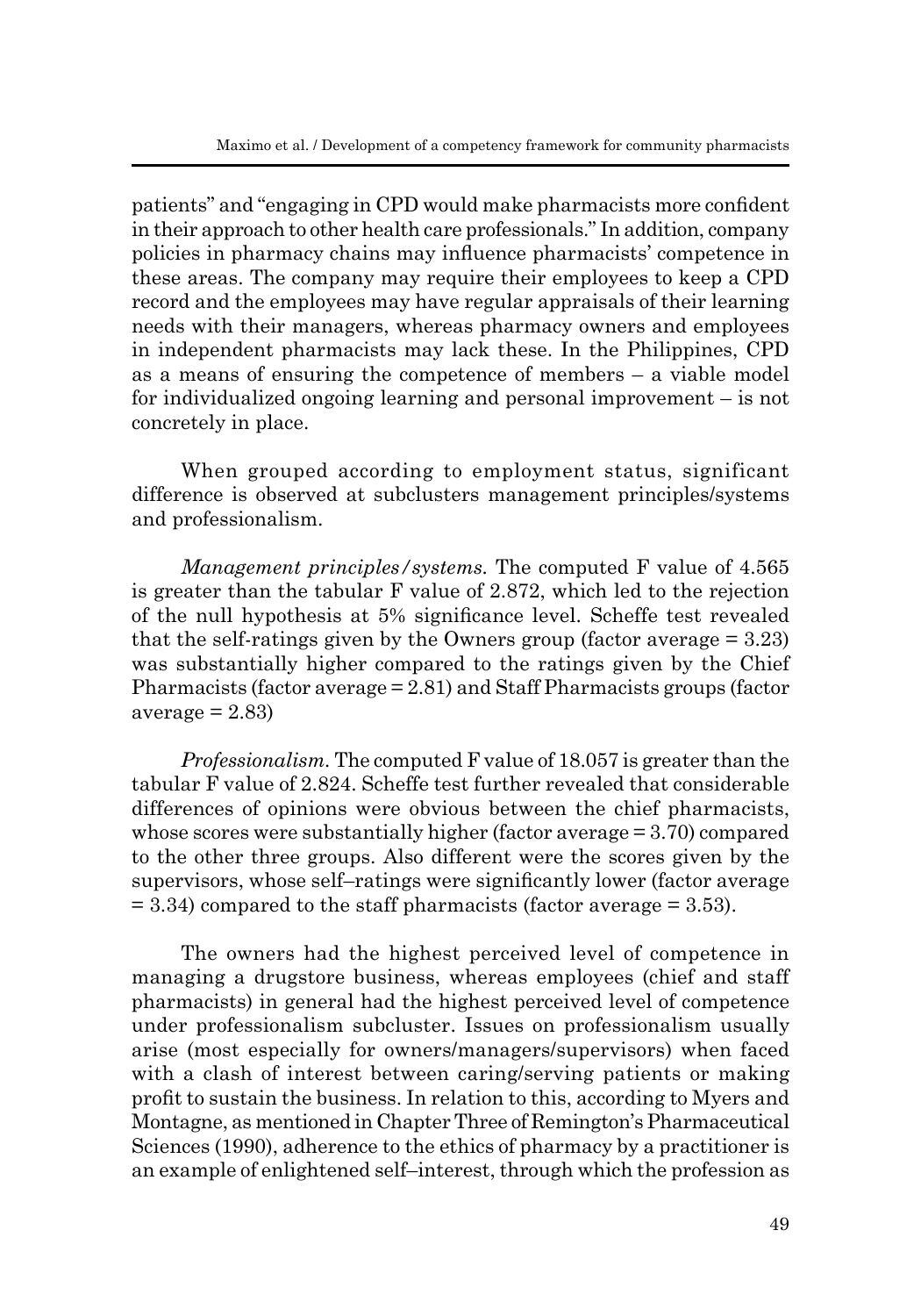patients" and "engaging in CPD would make pharmacists more confident in their approach to other health care professionals." In addition, company policies in pharmacy chains may influence pharmacists' competence in these areas. The company may require their employees to keep a CPD record and the employees may have regular appraisals of their learning needs with their managers, whereas pharmacy owners and employees in independent pharmacists may lack these. In the Philippines, CPD as a means of ensuring the competence of members – a viable model for individualized ongoing learning and personal improvement – is not concretely in place.

When grouped according to employment status, significant difference is observed at subclusters management principles/systems and professionalism.

*Management principles/systems.* The computed F value of 4.565 is greater than the tabular F value of 2.872, which led to the rejection of the null hypothesis at 5% significance level. Scheffe test revealed that the self-ratings given by the Owners group (factor average = 3.23) was substantially higher compared to the ratings given by the Chief Pharmacists (factor average = 2.81) and Staff Pharmacists groups (factor average = 2.83)

*Professionalism.* The computed F value of 18.057 is greater than the tabular F value of 2.824. Scheffe test further revealed that considerable differences of opinions were obvious between the chief pharmacists, whose scores were substantially higher (factor average = 3.70) compared to the other three groups. Also different were the scores given by the supervisors, whose self–ratings were significantly lower (factor average = 3.34) compared to the staff pharmacists (factor average = 3.53).

The owners had the highest perceived level of competence in managing a drugstore business, whereas employees (chief and staff pharmacists) in general had the highest perceived level of competence under professionalism subcluster. Issues on professionalism usually arise (most especially for owners/managers/supervisors) when faced with a clash of interest between caring/serving patients or making profit to sustain the business. In relation to this, according to Myers and Montagne, as mentioned in Chapter Three of Remington's Pharmaceutical Sciences (1990), adherence to the ethics of pharmacy by a practitioner is an example of enlightened self–interest, through which the profession as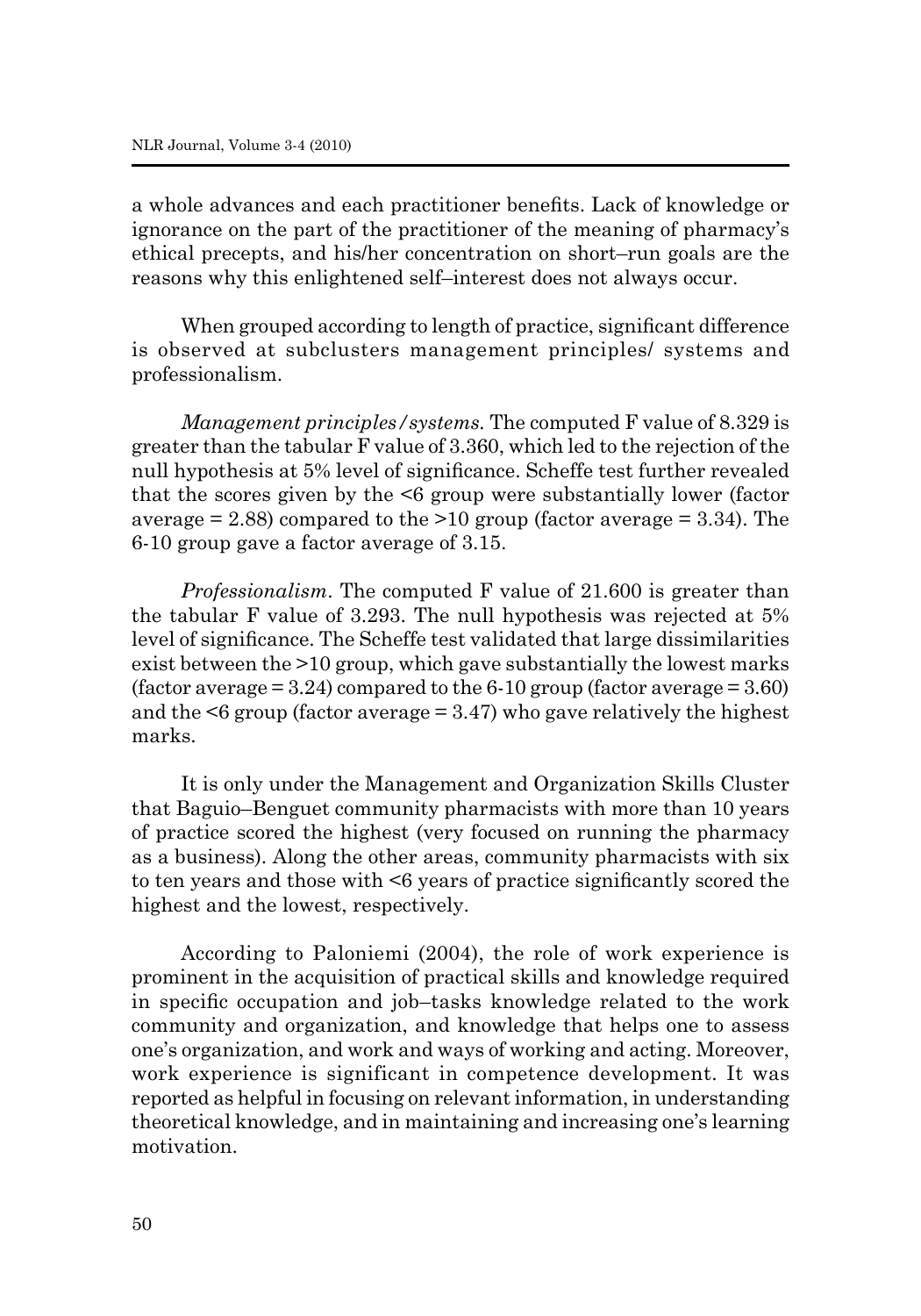a whole advances and each practitioner benefits. Lack of knowledge or ignorance on the part of the practitioner of the meaning of pharmacy's ethical precepts, and his/her concentration on short–run goals are the reasons why this enlightened self–interest does not always occur.

When grouped according to length of practice, significant difference is observed at subclusters management principles/ systems and professionalism.

*Management principles/systems.* The computed F value of 8.329 is greater than the tabular F value of 3.360, which led to the rejection of the null hypothesis at 5% level of significance. Scheffe test further revealed that the scores given by the <6 group were substantially lower (factor average = 2.88) compared to the >10 group (factor average = 3.34). The 6-10 group gave a factor average of 3.15.

*Professionalism*. The computed F value of 21.600 is greater than the tabular F value of 3.293. The null hypothesis was rejected at 5% level of significance. The Scheffe test validated that large dissimilarities exist between the >10 group, which gave substantially the lowest marks (factor average = 3.24) compared to the 6-10 group (factor average = 3.60) and the <6 group (factor average = 3.47) who gave relatively the highest marks.

It is only under the Management and Organization Skills Cluster that Baguio–Benguet community pharmacists with more than 10 years of practice scored the highest (very focused on running the pharmacy as a business). Along the other areas, community pharmacists with six to ten years and those with <6 years of practice significantly scored the highest and the lowest, respectively.

According to Paloniemi (2004), the role of work experience is prominent in the acquisition of practical skills and knowledge required in specific occupation and job–tasks knowledge related to the work community and organization, and knowledge that helps one to assess one's organization, and work and ways of working and acting. Moreover, work experience is significant in competence development. It was reported as helpful in focusing on relevant information, in understanding theoretical knowledge, and in maintaining and increasing one's learning motivation.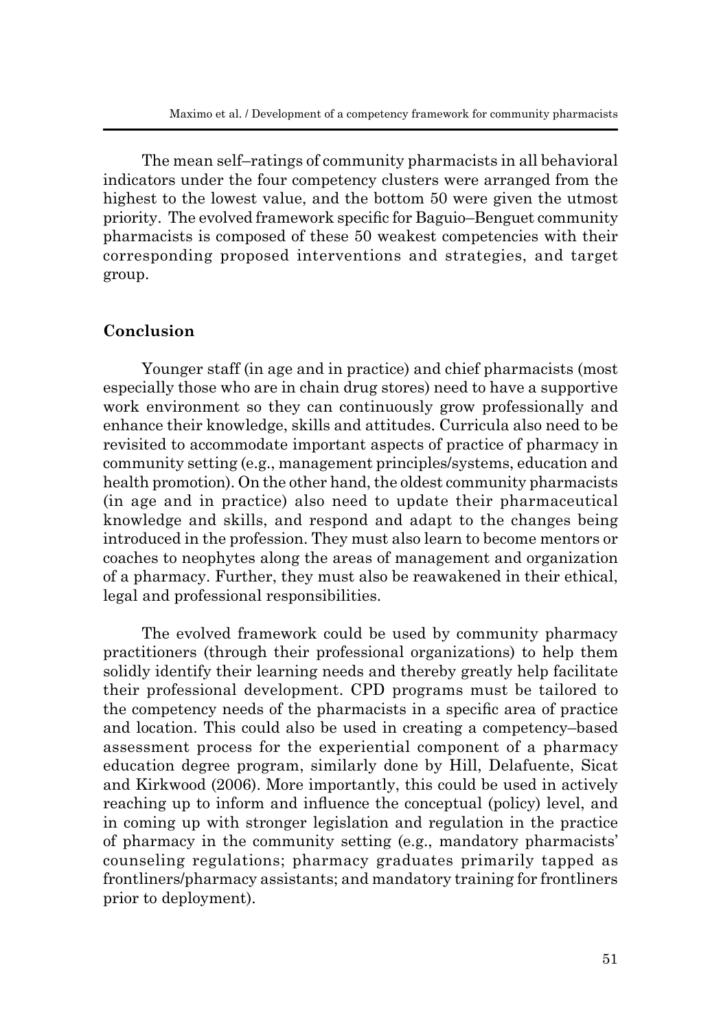The mean self–ratings of community pharmacists in all behavioral indicators under the four competency clusters were arranged from the highest to the lowest value, and the bottom 50 were given the utmost priority. The evolved framework specific for Baguio–Benguet community pharmacists is composed of these 50 weakest competencies with their corresponding proposed interventions and strategies, and target group.

## Conclusion

Younger staff (in age and in practice) and chief pharmacists (most especially those who are in chain drug stores) need to have a supportive work environment so they can continuously grow professionally and enhance their knowledge, skills and attitudes. Curricula also need to be revisited to accommodate important aspects of practice of pharmacy in community setting (e.g., management principles/systems, education and health promotion). On the other hand, the oldest community pharmacists (in age and in practice) also need to update their pharmaceutical knowledge and skills, and respond and adapt to the changes being introduced in the profession. They must also learn to become mentors or coaches to neophytes along the areas of management and organization of a pharmacy. Further, they must also be reawakened in their ethical, legal and professional responsibilities.

The evolved framework could be used by community pharmacy practitioners (through their professional organizations) to help them solidly identify their learning needs and thereby greatly help facilitate their professional development. CPD programs must be tailored to the competency needs of the pharmacists in a specific area of practice and location. This could also be used in creating a competency–based assessment process for the experiential component of a pharmacy education degree program, similarly done by Hill, Delafuente, Sicat and Kirkwood (2006). More importantly, this could be used in actively reaching up to inform and influence the conceptual (policy) level, and in coming up with stronger legislation and regulation in the practice of pharmacy in the community setting (e.g., mandatory pharmacists' counseling regulations; pharmacy graduates primarily tapped as frontliners/pharmacy assistants; and mandatory training for frontliners prior to deployment).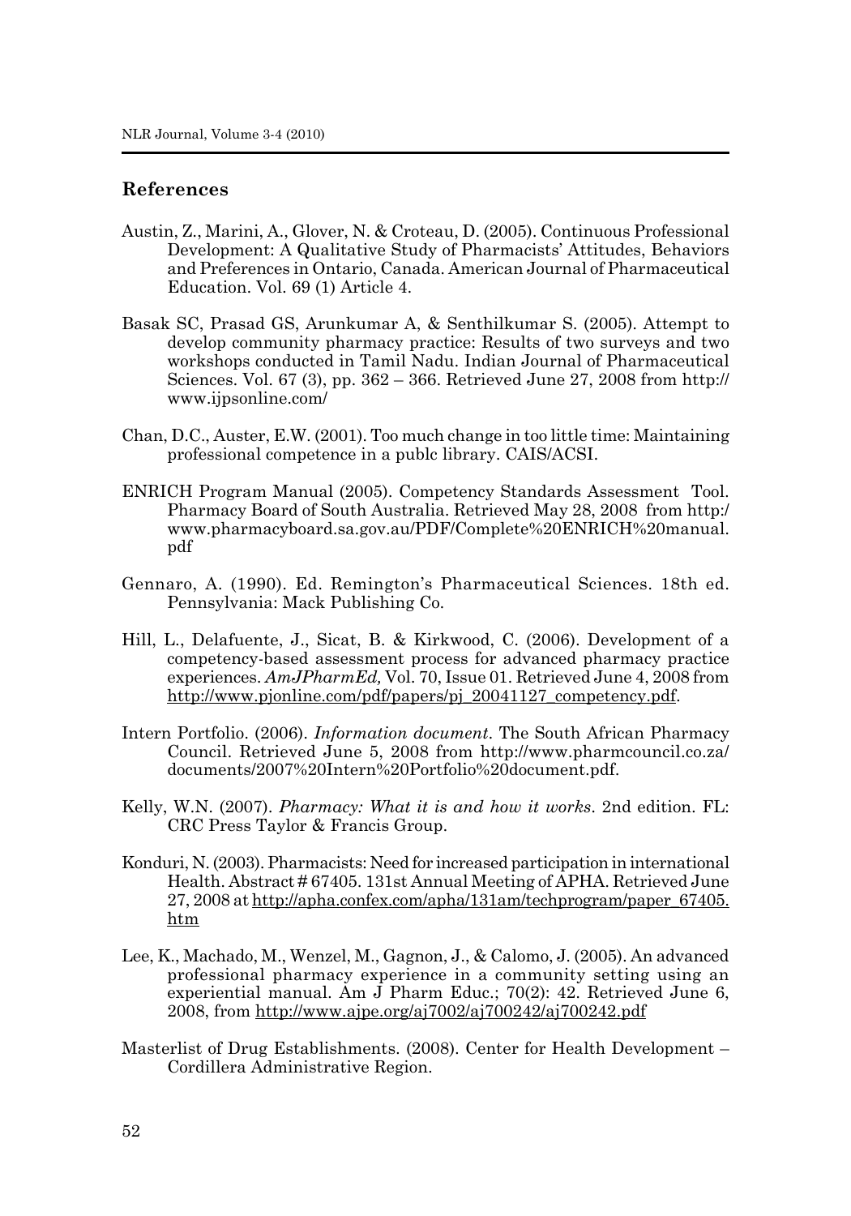## References

Austin, Z., Marini, A., Glover, N. & Croteau, D. (2005). Continuous Professional Development: A Qualitative Study of Pharmacists' Attitudes, Behaviors and Preferences in Ontario, Canada. American Journal of Pharmaceutical Education. Vol. 69 (1) Article 4.

Basak SC, Prasad GS, Arunkumar A, & Senthilkumar S. (2005). Attempt to develop community pharmacy practice: Results of two surveys and two workshops conducted in Tamil Nadu. Indian Journal of Pharmaceutical Sciences. Vol. 67 (3), pp. 362 – 366. Retrieved June 27, 2008 from http://www.ijpsonline.com/

Chan, D.C., Auster, E.W. (2001). Too much change in too little time: Maintaining professional competence in a publc library. CAIS/ACSI.

ENRICH Program Manual (2005). Competency Standards Assessment Tool. Pharmacy Board of South Australia. Retrieved May 28, 2008 from http:/www.pharmacyboard.sa.gov.au/PDF/Complete%20ENRICH%20manual.pdf

Gennaro, A. (1990). Ed. Remington's Pharmaceutical Sciences. 18th ed. Pennsylvania: Mack Publishing Co.

Hill, L., Delafuente, J., Sicat, B. & Kirkwood, C. (2006). Development of a competency-based assessment process for advanced pharmacy practice experiences. *AmJPharmEd,* Vol. 70, Issue 01. Retrieved June 4, 2008 from http://www.pjonline.com/pdf/papers/pj_20041127_competency.pdf.

Intern Portfolio. (2006). *Information document*. The South African Pharmacy Council. Retrieved June 5, 2008 from http://www.pharmcouncil.co.za/documents/2007%20Intern%20Portfolio%20document.pdf.

Kelly, W.N. (2007). *Pharmacy: What it is and how it works*. 2nd edition. FL: CRC Press Taylor & Francis Group.

Konduri, N. (2003). Pharmacists: Need for increased participation in international Health. Abstract # 67405. 131st Annual Meeting of APHA. Retrieved June 27, 2008 at http://apha.confex.com/apha/131am/techprogram/paper_67405.htm

Lee, K., Machado, M., Wenzel, M., Gagnon, J., & Calomo, J. (2005). An advanced professional pharmacy experience in a community setting using an experiential manual. Am J Pharm Educ.; 70(2): 42. Retrieved June 6, 2008, from http://www.ajpe.org/aj7002/aj700242/aj700242.pdf

Masterlist of Drug Establishments. (2008). Center for Health Development – Cordillera Administrative Region.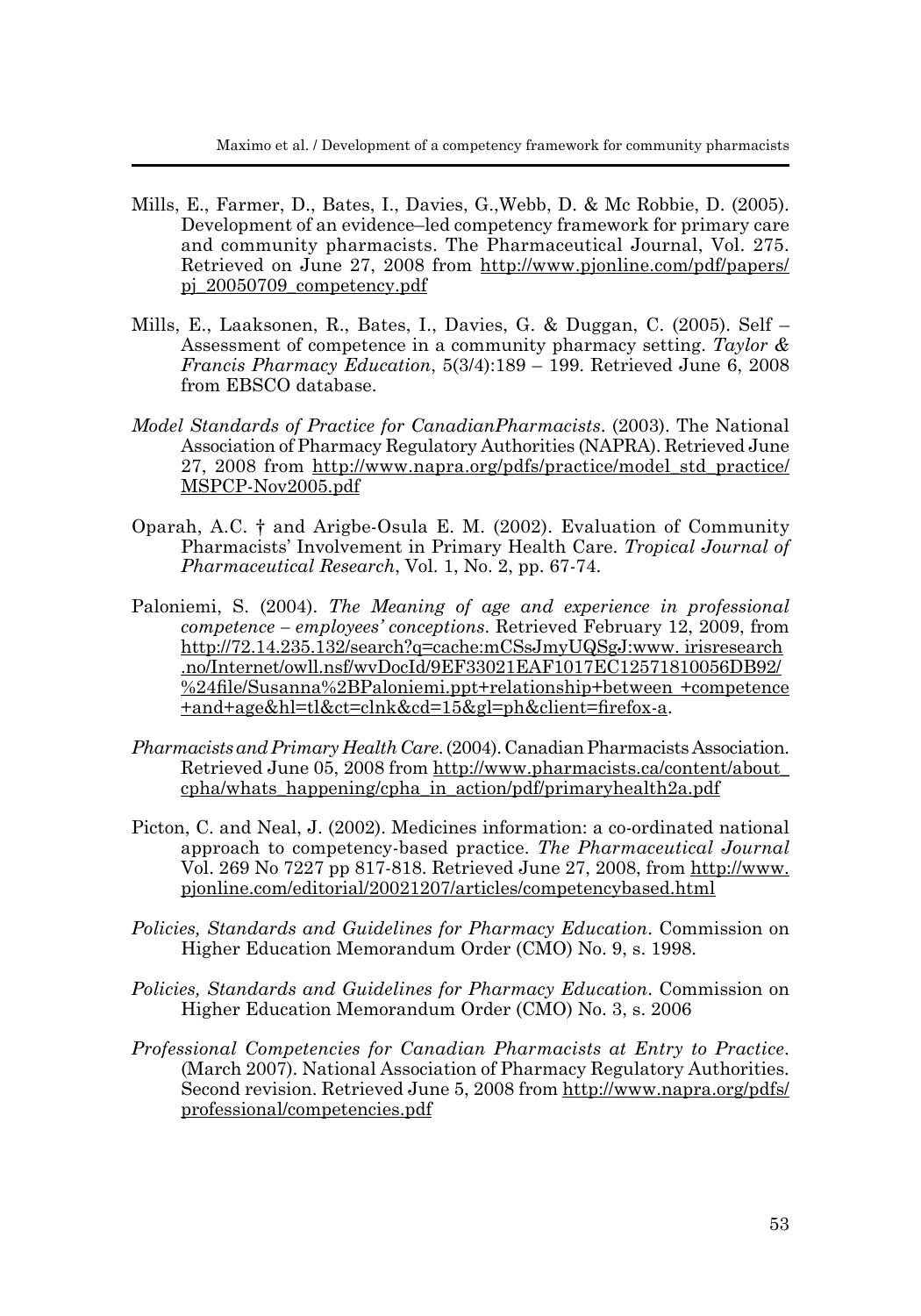Mills, E., Farmer, D., Bates, I., Davies, G.,Webb, D. & Mc Robbie, D. (2005). Development of an evidence–led competency framework for primary care and community pharmacists. The Pharmaceutical Journal, Vol. 275. Retrieved on June 27, 2008 from http://www.pjonline.com/pdf/papers/pj_20050709_competency.pdf

Mills, E., Laaksonen, R., Bates, I., Davies, G. & Duggan, C. (2005). Self – Assessment of competence in a community pharmacy setting. *Taylor & Francis Pharmacy Education*, 5(3/4):189 – 199. Retrieved June 6, 2008 from EBSCO database.

*Model Standards of Practice for CanadianPharmacists*. (2003). The National Association of Pharmacy Regulatory Authorities (NAPRA). Retrieved June 27, 2008 from http://www.napra.org/pdfs/practice/model_std_practice/MSPCP-Nov2005.pdf

Oparah, A.C. † and Arigbe-Osula E. M. (2002). Evaluation of Community Pharmacists' Involvement in Primary Health Care. *Tropical Journal of Pharmaceutical Research*, Vol. 1, No. 2, pp. 67-74.

Paloniemi, S. (2004). *The Meaning of age and experience in professional competence – employees' conceptions*. Retrieved February 12, 2009, from http://72.14.235.132/search?q=cache:mCSsJmyUQSgJ:www. irisresearch .no/Internet/owll.nsf/wvDocId/9EF33021EAF1017EC12571810056DB92/%24file/Susanna%2BPaloniemi.ppt+relationship+between +competence +and+age&hl=tl&ct=clnk&cd=15&gl=ph&client=firefox-a.

*Pharmacists and Primary Health Care*. (2004). Canadian Pharmacists Association. Retrieved June 05, 2008 from http://www.pharmacists.ca/content/about_cpha/whats_happening/cpha_in_action/pdf/primaryhealth2a.pdf

Picton, C. and Neal, J. (2002). Medicines information: a co-ordinated national approach to competency-based practice. *The Pharmaceutical Journal* Vol. 269 No 7227 pp 817-818. Retrieved June 27, 2008, from http://www.pjonline.com/editorial/20021207/articles/competencybased.html

*Policies, Standards and Guidelines for Pharmacy Education*. Commission on Higher Education Memorandum Order (CMO) No. 9, s. 1998.

*Policies, Standards and Guidelines for Pharmacy Education*. Commission on Higher Education Memorandum Order (CMO) No. 3, s. 2006

*Professional Competencies for Canadian Pharmacists at Entry to Practice*. (March 2007). National Association of Pharmacy Regulatory Authorities. Second revision. Retrieved June 5, 2008 from http://www.napra.org/pdfs/professional/competencies.pdf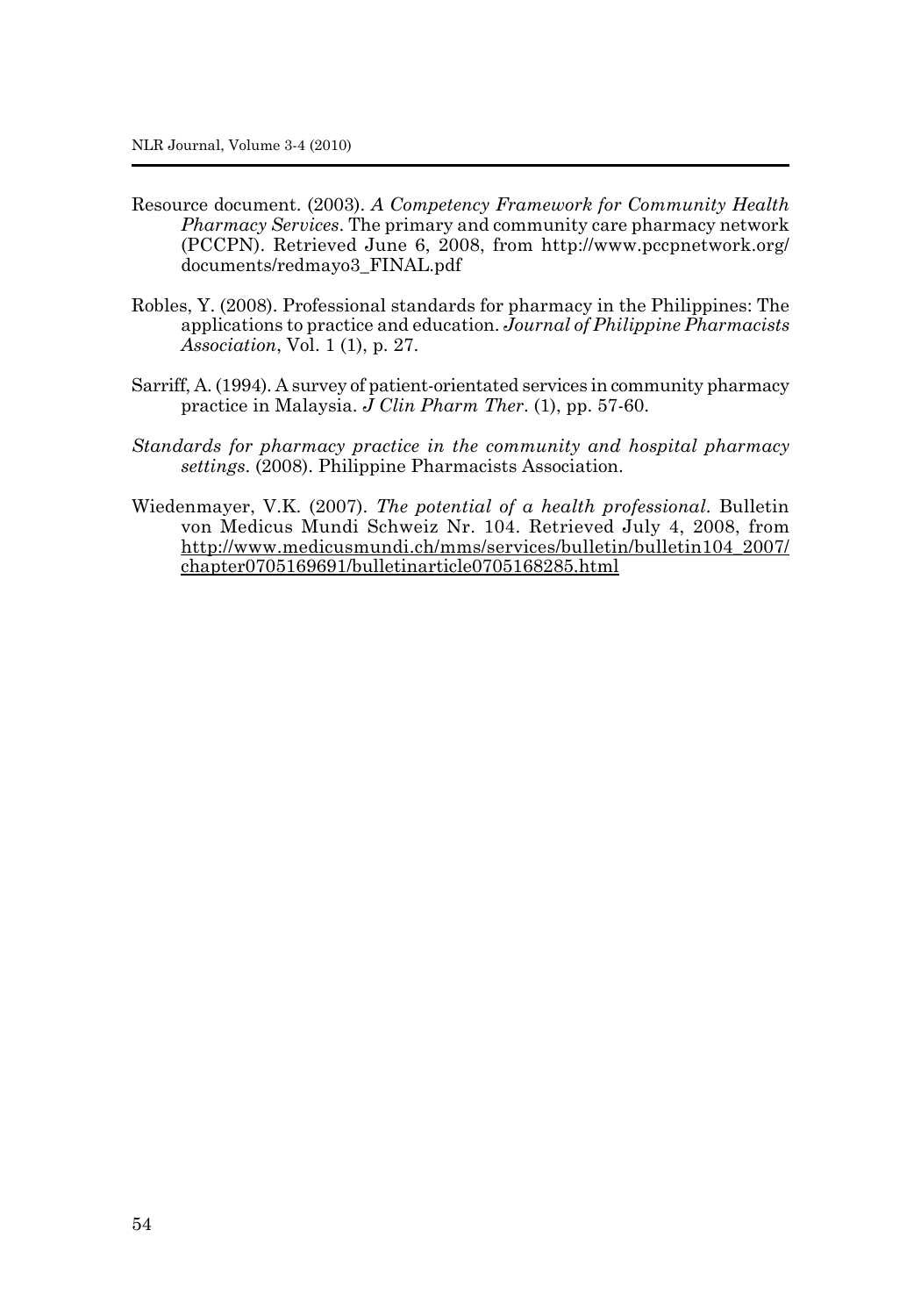Resource document. (2003). *A Competency Framework for Community Health Pharmacy Services*. The primary and community care pharmacy network (PCCPN). Retrieved June 6, 2008, from http://www.pccpnetwork.org/documents/redmayo3_FINAL.pdf

Robles, Y. (2008). Professional standards for pharmacy in the Philippines: The applications to practice and education. *Journal of Philippine Pharmacists Association*, Vol. 1 (1), p. 27.

Sarriff, A. (1994). A survey of patient-orientated services in community pharmacy practice in Malaysia. *J Clin Pharm Ther*. (1), pp. 57-60.

*Standards for pharmacy practice in the community and hospital pharmacy settings*. (2008). Philippine Pharmacists Association.

Wiedenmayer, V.K. (2007). *The potential of a health professional*. Bulletin von Medicus Mundi Schweiz Nr. 104. Retrieved July 4, 2008, from http://www.medicusmundi.ch/mms/services/bulletin/bulletin104_2007/chapter0705169691/bulletinarticle0705168285.html